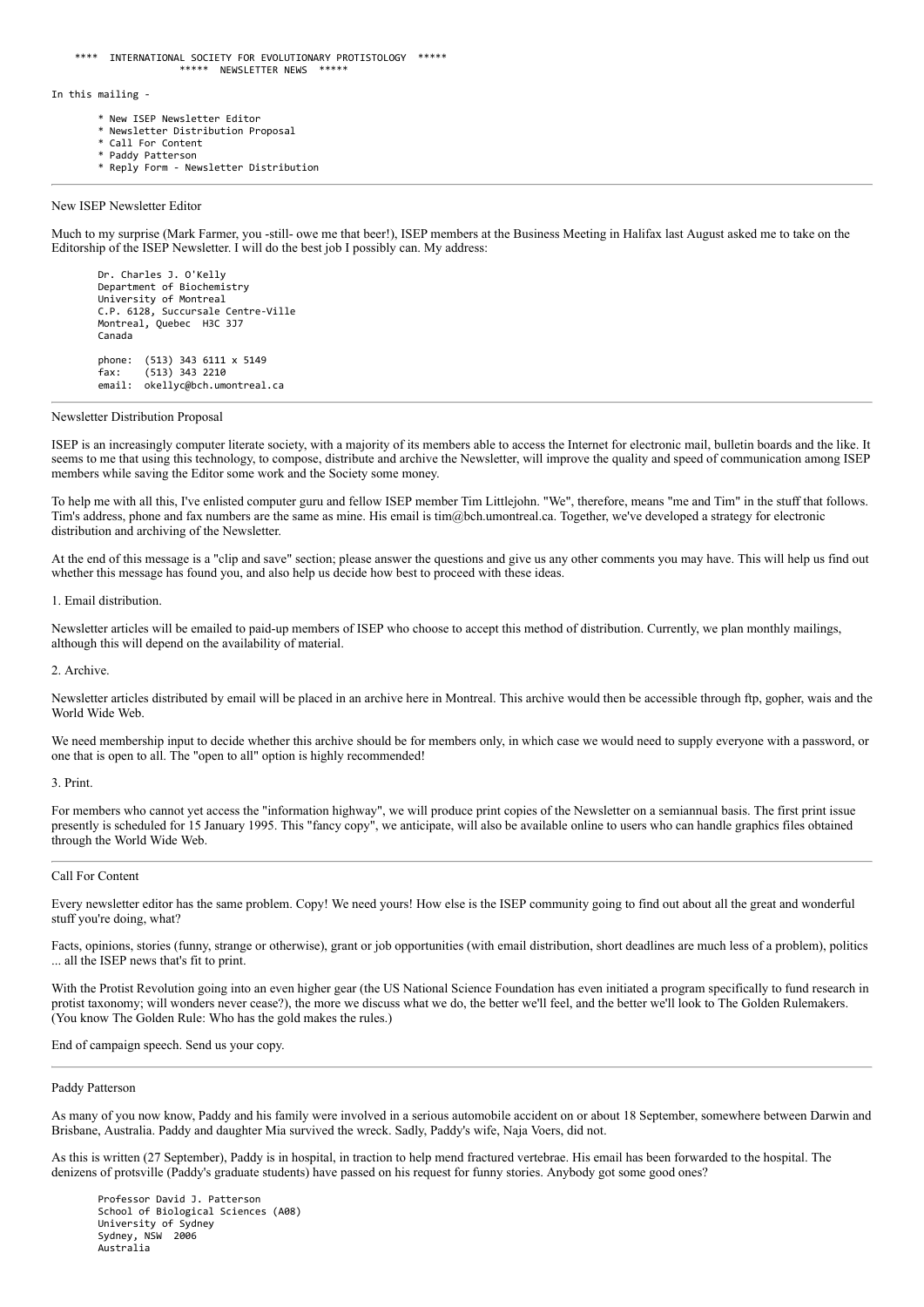**** INTERNATIONAL SOCIETY FOR EVOLUTIONARY PROTISTOLOGY *****
***** NEWSLETTER NEWS *****

In this mailing -

* New ISEP Newsletter Editor
* Newsletter Distribution Proposal
* Call For Content
* Paddy Patterson
* Reply Form - Newsletter Distribution

---

## New ISEP Newsletter Editor

Much to my surprise (Mark Farmer, you -still- owe me that beer!), ISEP members at the Business Meeting in Halifax last August asked me to take on the Editorship of the ISEP Newsletter. I will do the best job I possibly can. My address:

```
Dr. Charles J. O'Kelly
Department of Biochemistry
University of Montreal
C.P. 6128, Succursale Centre-Ville
Montreal, Quebec  H3C 3J7
Canada

phone:  (513) 343 6111 x 5149
fax:    (513) 343 2210
email:  okellyc@bch.umontreal.ca
```

---

## Newsletter Distribution Proposal

ISEP is an increasingly computer literate society, with a majority of its members able to access the Internet for electronic mail, bulletin boards and the like. It seems to me that using this technology, to compose, distribute and archive the Newsletter, will improve the quality and speed of communication among ISEP members while saving the Editor some work and the Society some money.

To help me with all this, I've enlisted computer guru and fellow ISEP member Tim Littlejohn. "We", therefore, means "me and Tim" in the stuff that follows. Tim's address, phone and fax numbers are the same as mine. His email is tim@bch.umontreal.ca. Together, we've developed a strategy for electronic distribution and archiving of the Newsletter.

At the end of this message is a "clip and save" section; please answer the questions and give us any other comments you may have. This will help us find out whether this message has found you, and also help us decide how best to proceed with these ideas.

1. Email distribution.

Newsletter articles will be emailed to paid-up members of ISEP who choose to accept this method of distribution. Currently, we plan monthly mailings, although this will depend on the availability of material.

2. Archive.

Newsletter articles distributed by email will be placed in an archive here in Montreal. This archive would then be accessible through ftp, gopher, wais and the World Wide Web.

We need membership input to decide whether this archive should be for members only, in which case we would need to supply everyone with a password, or one that is open to all. The "open to all" option is highly recommended!

3. Print.

For members who cannot yet access the "information highway", we will produce print copies of the Newsletter on a semiannual basis. The first print issue presently is scheduled for 15 January 1995. This "fancy copy", we anticipate, will also be available online to users who can handle graphics files obtained through the World Wide Web.

---

## Call For Content

Every newsletter editor has the same problem. Copy! We need yours! How else is the ISEP community going to find out about all the great and wonderful stuff you're doing, what?

Facts, opinions, stories (funny, strange or otherwise), grant or job opportunities (with email distribution, short deadlines are much less of a problem), politics ... all the ISEP news that's fit to print.

With the Protist Revolution going into an even higher gear (the US National Science Foundation has even initiated a program specifically to fund research in protist taxonomy; will wonders never cease?), the more we discuss what we do, the better we'll feel, and the better we'll look to The Golden Rulemakers. (You know The Golden Rule: Who has the gold makes the rules.)

End of campaign speech. Send us your copy.

---

## Paddy Patterson

As many of you now know, Paddy and his family were involved in a serious automobile accident on or about 18 September, somewhere between Darwin and Brisbane, Australia. Paddy and daughter Mia survived the wreck. Sadly, Paddy's wife, Naja Voers, did not.

As this is written (27 September), Paddy is in hospital, in traction to help mend fractured vertebrae. His email has been forwarded to the hospital. The denizens of protsville (Paddy's graduate students) have passed on his request for funny stories. Anybody got some good ones?

```
Professor David J. Patterson
School of Biological Sciences (A08)
University of Sydney
Sydney, NSW  2006
Australia
```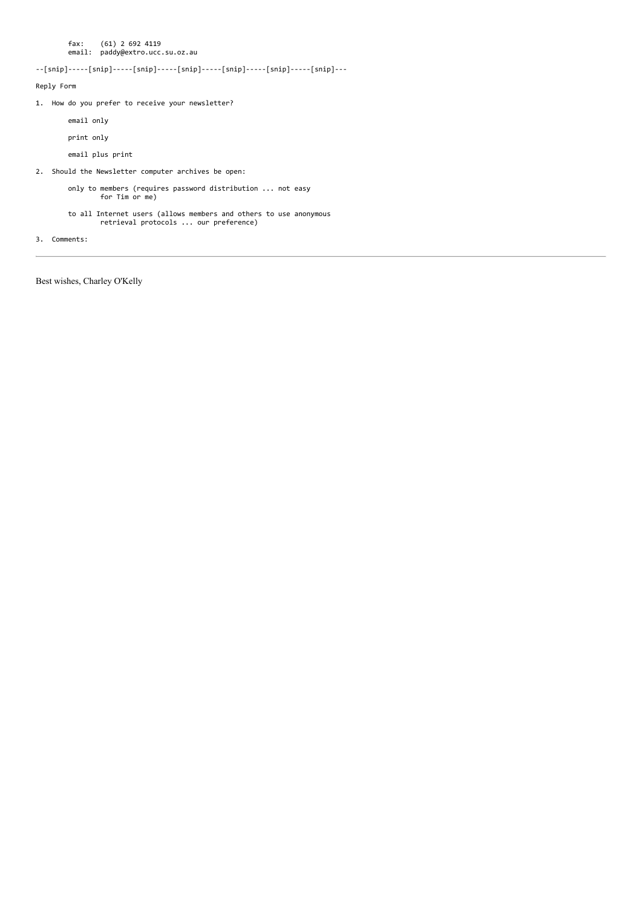```
        fax:    (61) 2 692 4119
        email:  paddy@extro.ucc.su.oz.au

--[snip]-----[snip]-----[snip]-----[snip]-----[snip]-----[snip]-----[snip]---

Reply Form

1.  How do you prefer to receive your newsletter?

        email only

        print only

        email plus print

2.  Should the Newsletter computer archives be open:

        only to members (requires password distribution ... not easy
                for Tim or me)

        to all Internet users (allows members and others to use anonymous
                retrieval protocols ... our preference)

3.  Comments:
```

---

Best wishes, Charley O'Kelly